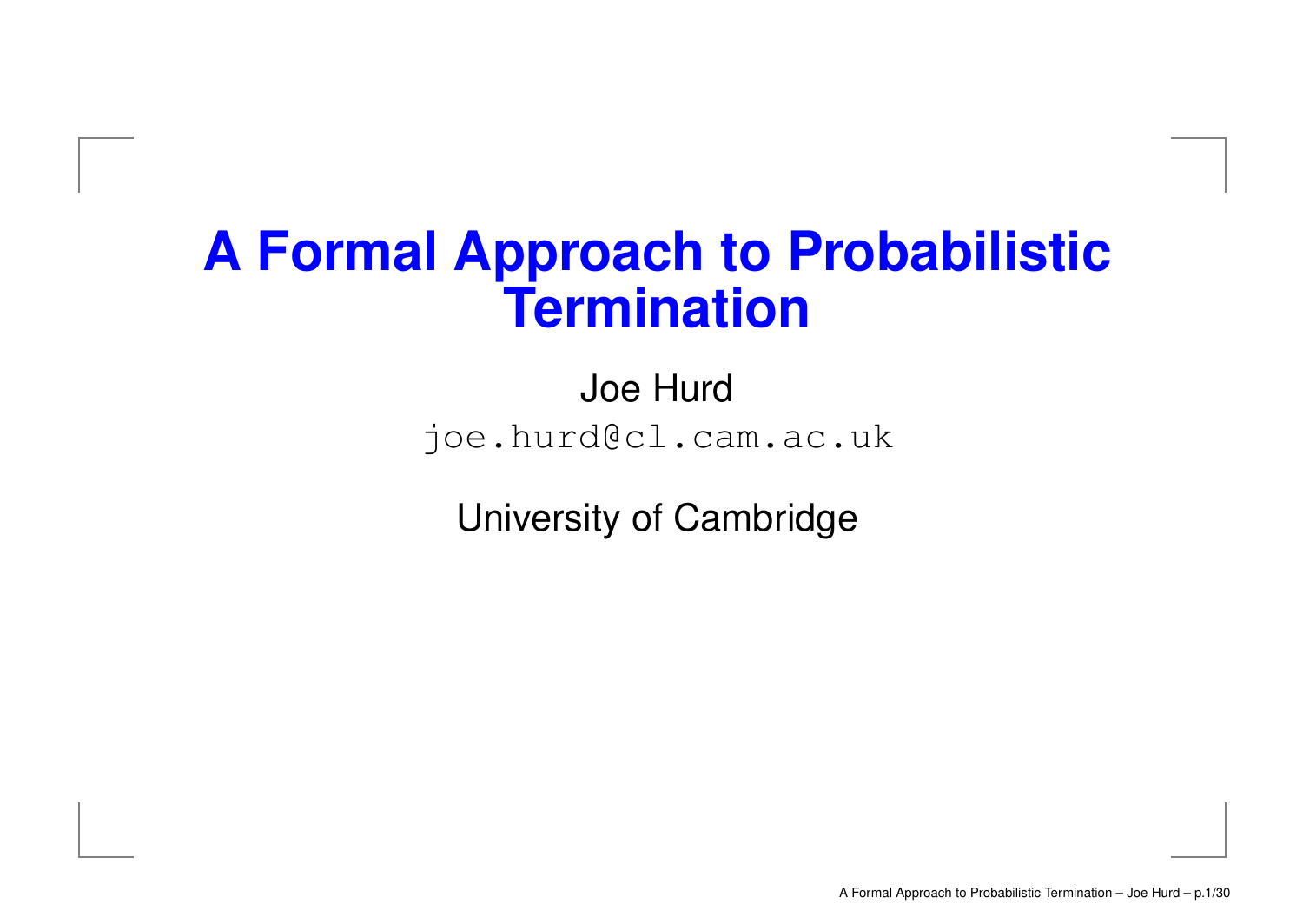# A Formal Approach to Probabilistic Termination

Joe Hurd

joe.hurd@cl.cam.ac.uk

University of Cambridge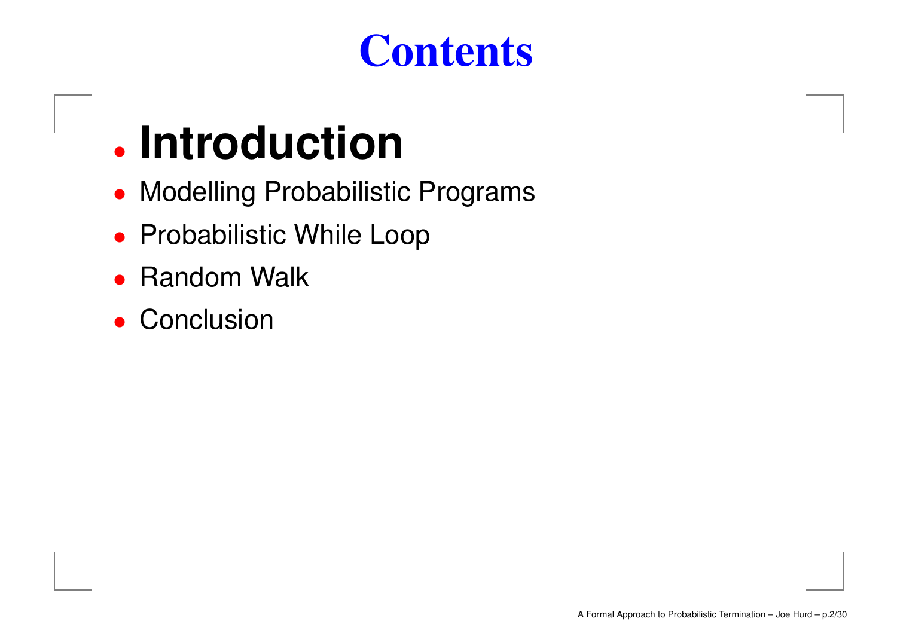# Contents

- **Introduction**
- Modelling Probabilistic Programs
- Probabilistic While Loop
- Random Walk
- Conclusion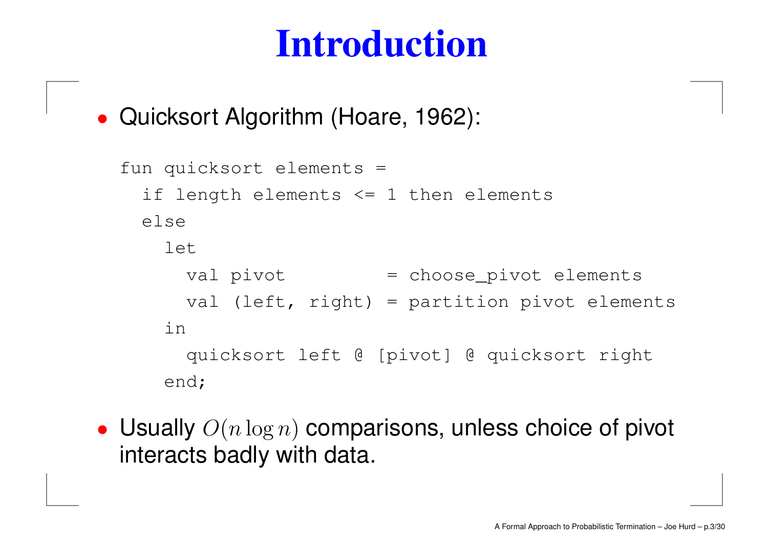# Introduction

- Quicksort Algorithm (Hoare, 1962):

```
fun quicksort elements =
  if length elements <= 1 then elements
  else
    let
      val pivot          = choose_pivot elements
      val (left, right) = partition pivot elements
    in
      quicksort left @ [pivot] @ quicksort right
    end;
```

- Usually $O(n \log n)$ comparisons, unless choice of pivot interacts badly with data.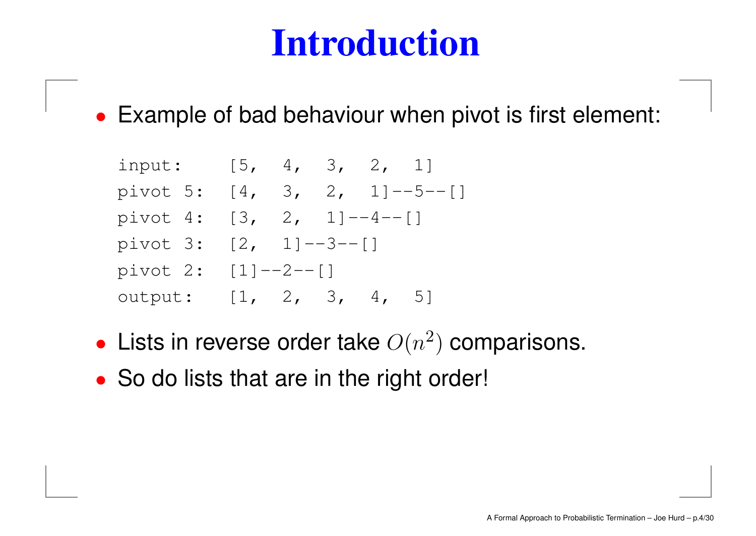# Introduction

- Example of bad behaviour when pivot is first element:

```
input:    [5,  4,  3,  2,  1]
pivot 5:  [4,  3,  2,  1]--5--[]
pivot 4:  [3,  2,  1]--4--[]
pivot 3:  [2,  1]--3--[]
pivot 2:  [1]--2--[]
output:   [1,  2,  3,  4,  5]
```

- Lists in reverse order take $O(n^2)$ comparisons.
- So do lists that are in the right order!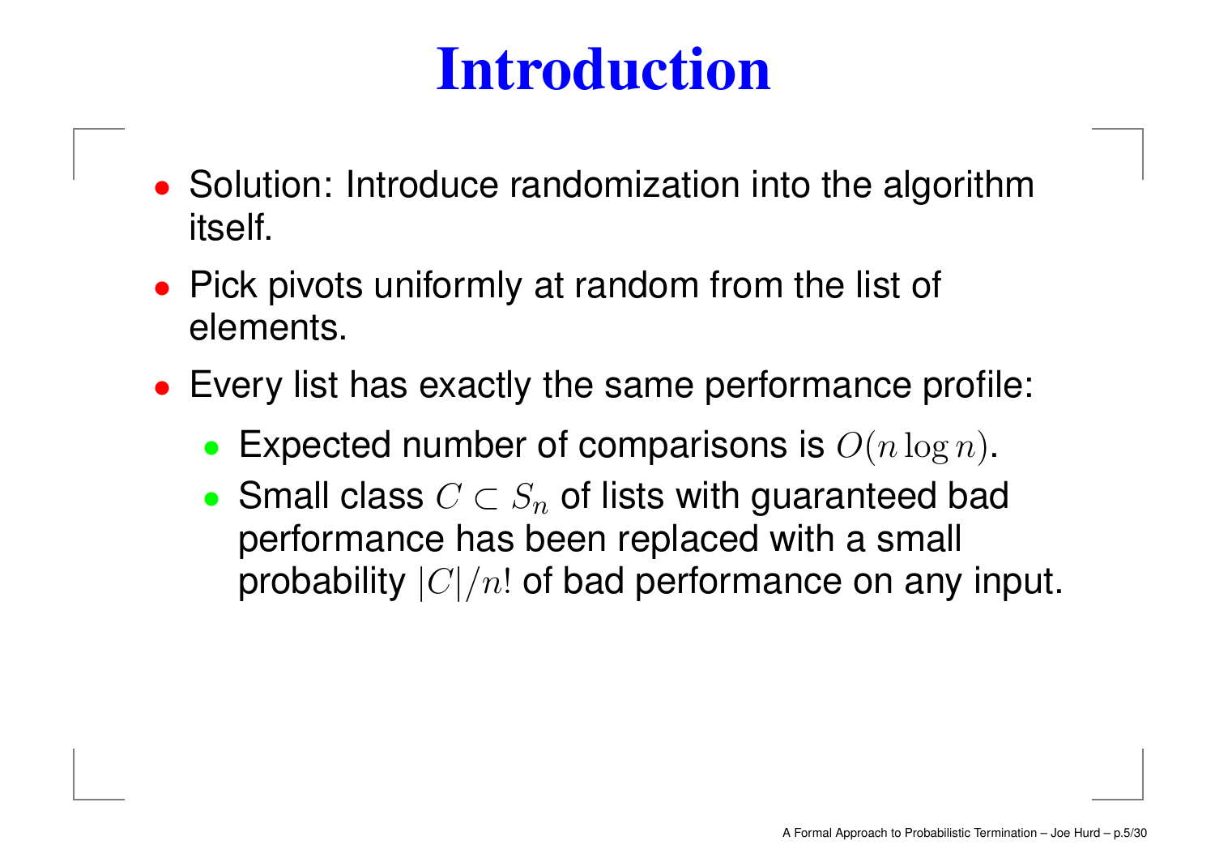# Introduction

- Solution: Introduce randomization into the algorithm itself.
- Pick pivots uniformly at random from the list of elements.
- Every list has exactly the same performance profile:
  - Expected number of comparisons is $O(n \log n)$.
  - Small class $C \subset S_n$ of lists with guaranteed bad performance has been replaced with a small probability $|C|/n!$ of bad performance on any input.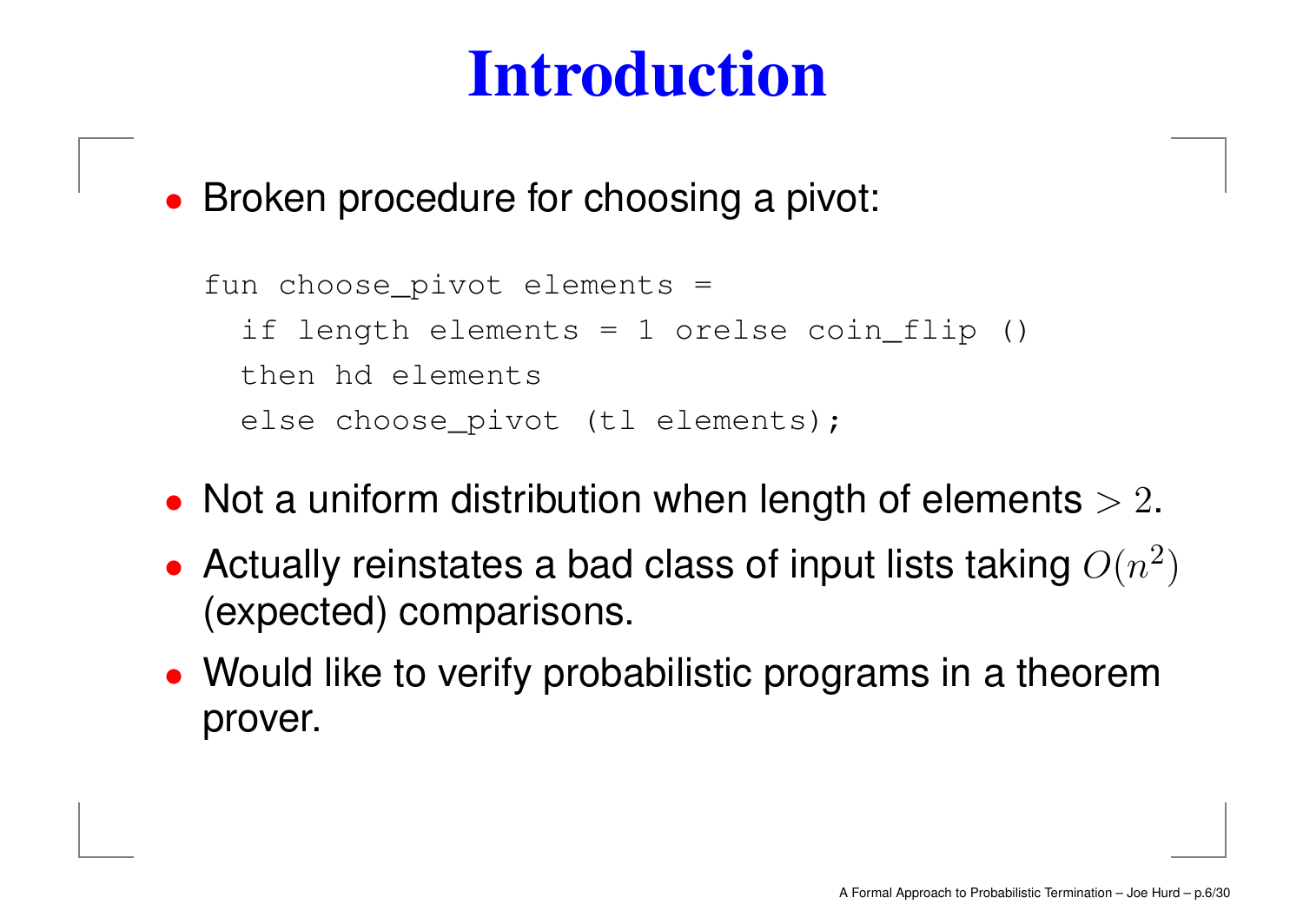# Introduction

- Broken procedure for choosing a pivot:

```
fun choose_pivot elements =
  if length elements = 1 orelse coin_flip ()
  then hd elements
  else choose_pivot (tl elements);
```

- Not a uniform distribution when length of elements $> 2$.
- Actually reinstates a bad class of input lists taking $O(n^2)$ (expected) comparisons.
- Would like to verify probabilistic programs in a theorem prover.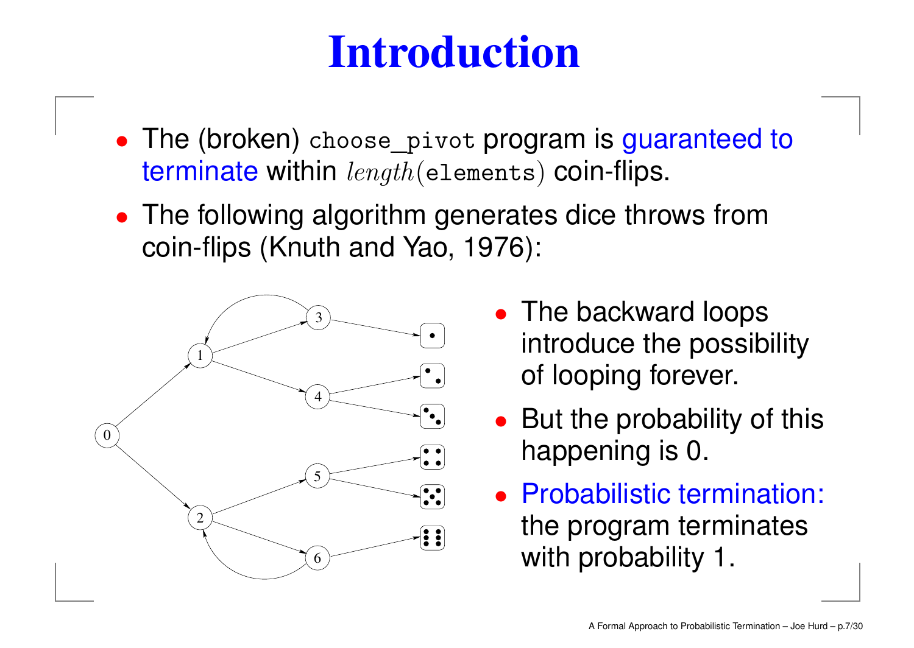# Introduction

- The (broken) `choose_pivot` program is guaranteed to terminate within $length($`elements`$)$ coin-flips.
- The following algorithm generates dice throws from coin-flips (Knuth and Yao, 1976):

- The backward loops introduce the possibility of looping forever.
- But the probability of this happening is 0.
- Probabilistic termination: the program terminates with probability 1.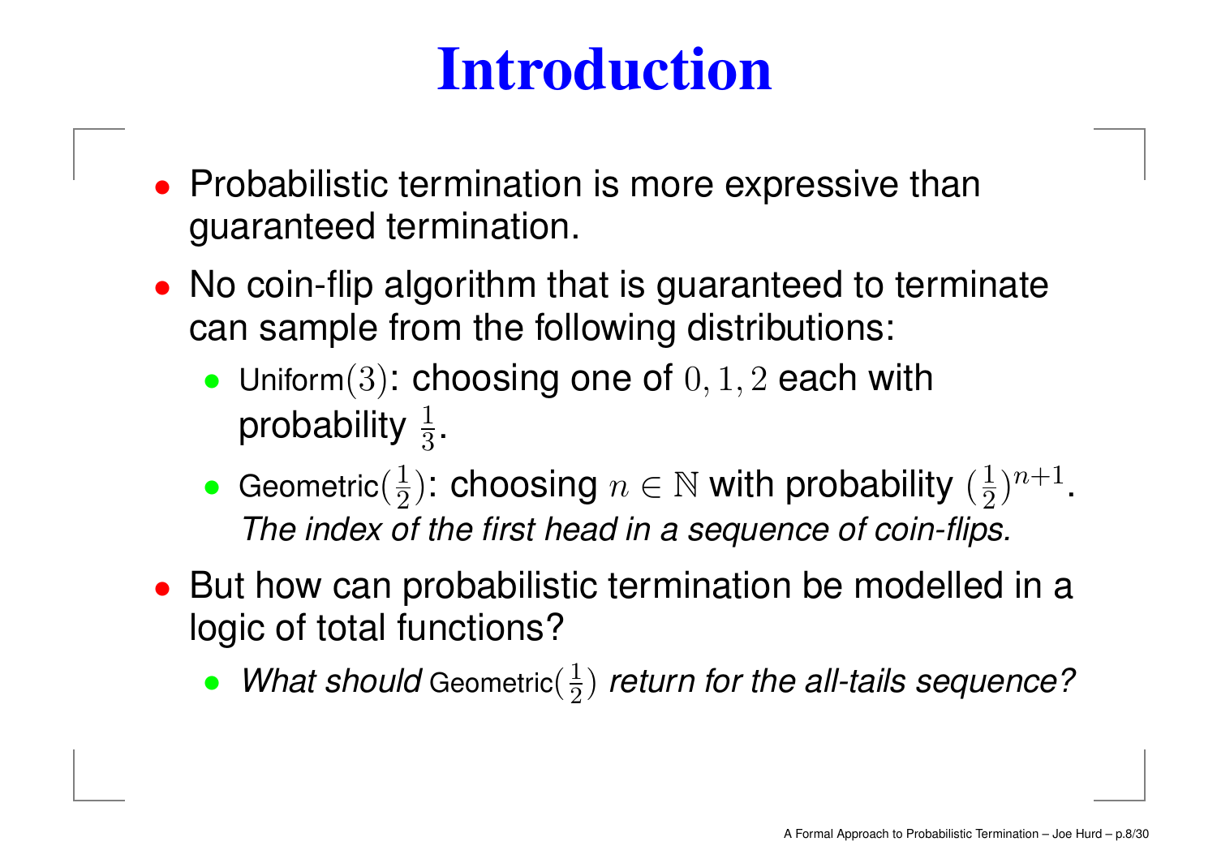# Introduction

- Probabilistic termination is more expressive than guaranteed termination.
- No coin-flip algorithm that is guaranteed to terminate can sample from the following distributions:
  - Uniform$(3)$: choosing one of $0, 1, 2$ each with probability $\frac{1}{3}$.
  - Geometric$(\frac{1}{2})$: choosing $n \in \mathbb{N}$ with probability $(\frac{1}{2})^{n+1}$. *The index of the first head in a sequence of coin-flips.*
- But how can probabilistic termination be modelled in a logic of total functions?
  - *What should* Geometric$(\frac{1}{2})$ *return for the all-tails sequence?*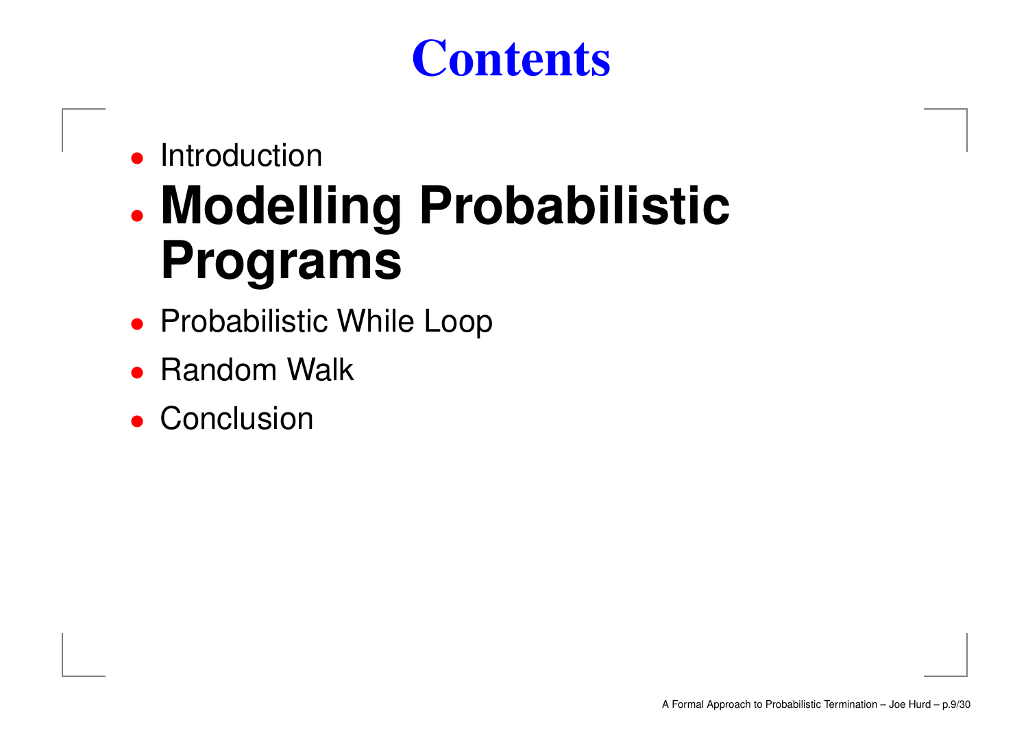# Contents

- Introduction
- **Modelling Probabilistic Programs**
- Probabilistic While Loop
- Random Walk
- Conclusion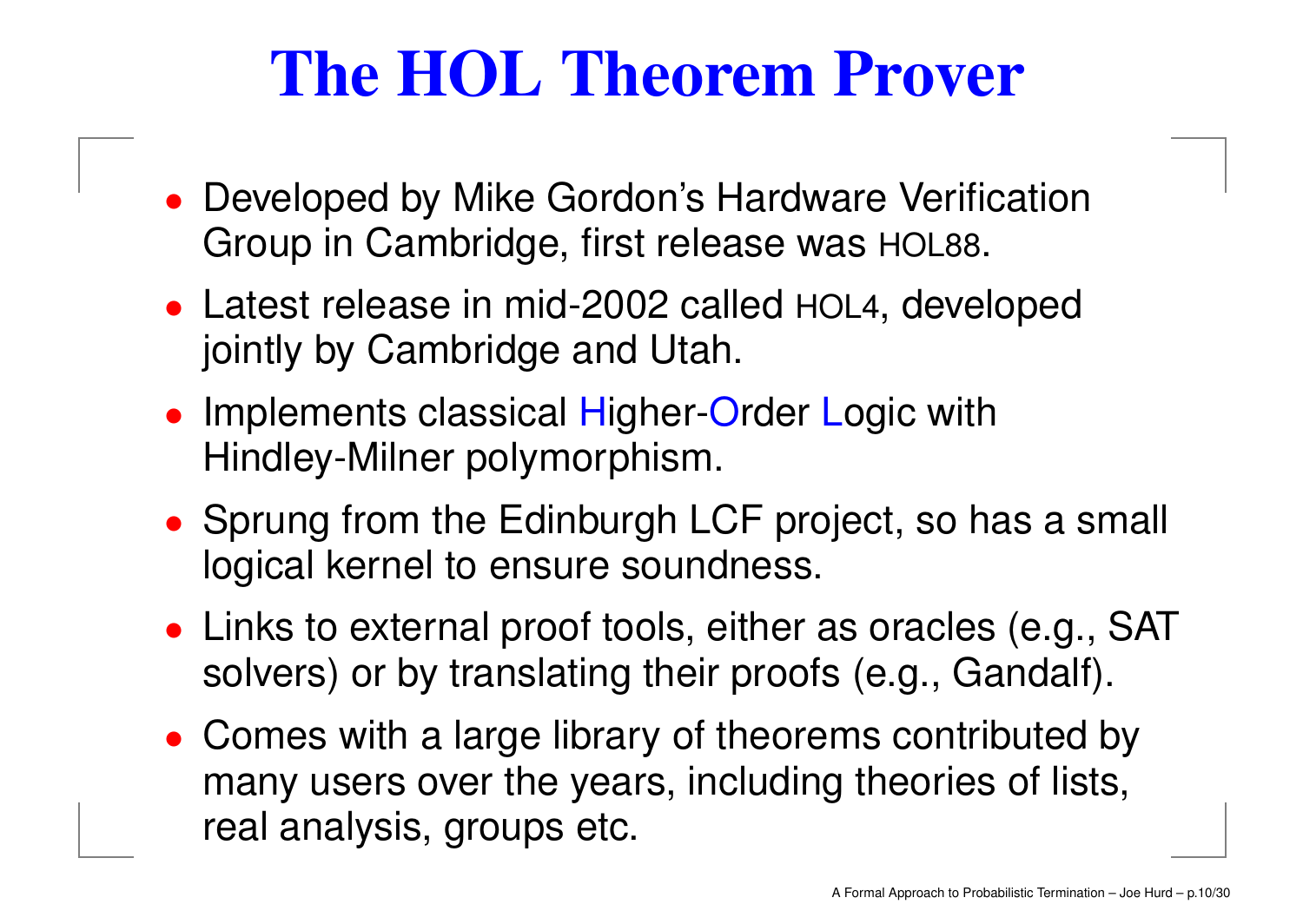# The HOL Theorem Prover

- Developed by Mike Gordon's Hardware Verification Group in Cambridge, first release was HOL88.
- Latest release in mid-2002 called HOL4, developed jointly by Cambridge and Utah.
- Implements classical Higher-Order Logic with Hindley-Milner polymorphism.
- Sprung from the Edinburgh LCF project, so has a small logical kernel to ensure soundness.
- Links to external proof tools, either as oracles (e.g., SAT solvers) or by translating their proofs (e.g., Gandalf).
- Comes with a large library of theorems contributed by many users over the years, including theories of lists, real analysis, groups etc.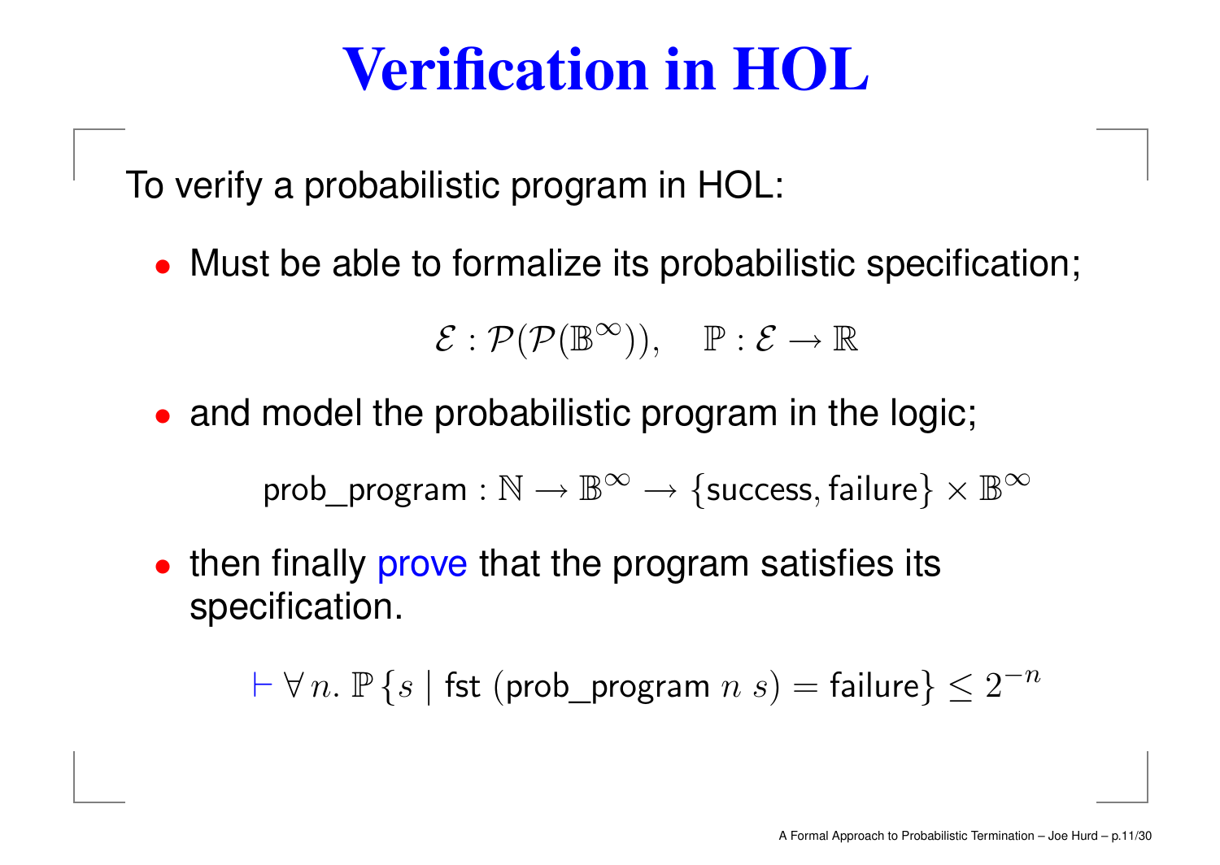# Verification in HOL

To verify a probabilistic program in HOL:

- Must be able to formalize its probabilistic specification;

$$\mathcal{E} : \mathcal{P}(\mathcal{P}(\mathbb{B}^\infty)), \quad \mathbb{P} : \mathcal{E} \to \mathbb{R}$$

- and model the probabilistic program in the logic;

$$\mathsf{prob\_program} : \mathbb{N} \to \mathbb{B}^\infty \to \{\mathsf{success}, \mathsf{failure}\} \times \mathbb{B}^\infty$$

- then finally prove that the program satisfies its specification.

$$\vdash \forall\, n.\ \mathbb{P}\,\{s \mid \mathsf{fst}\ (\mathsf{prob\_program}\ n\ s) = \mathsf{failure}\} \le 2^{-n}$$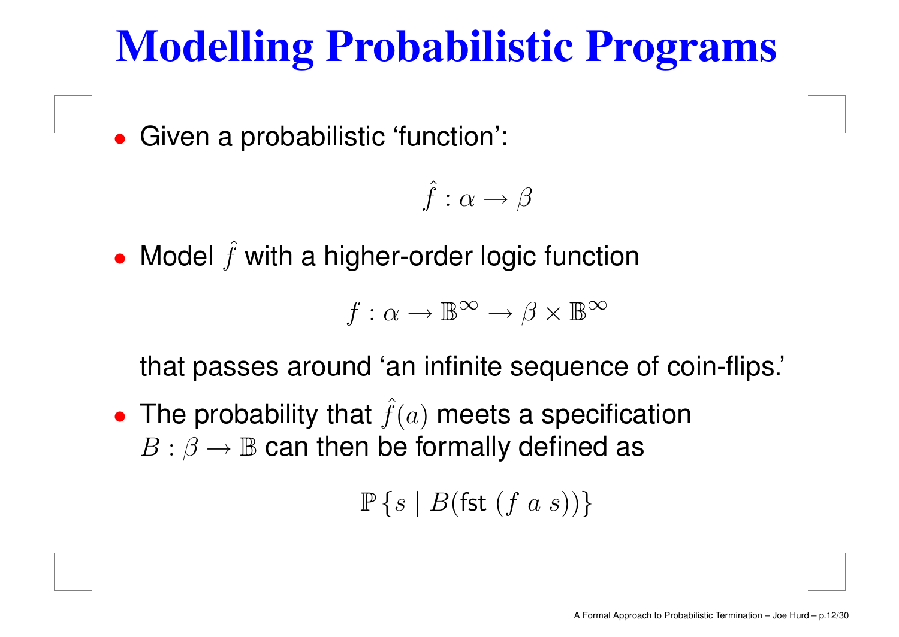# Modelling Probabilistic Programs

- Given a probabilistic 'function':

$$\hat{f} : \alpha \to \beta$$

- Model $\hat{f}$ with a higher-order logic function

$$f : \alpha \to \mathbb{B}^\infty \to \beta \times \mathbb{B}^\infty$$

  that passes around 'an infinite sequence of coin-flips.'

- The probability that $\hat{f}(a)$ meets a specification $B : \beta \to \mathbb{B}$ can then be formally defined as

$$\mathbb{P}\,\{s \mid B(\mathsf{fst}\ (f\ a\ s))\}$$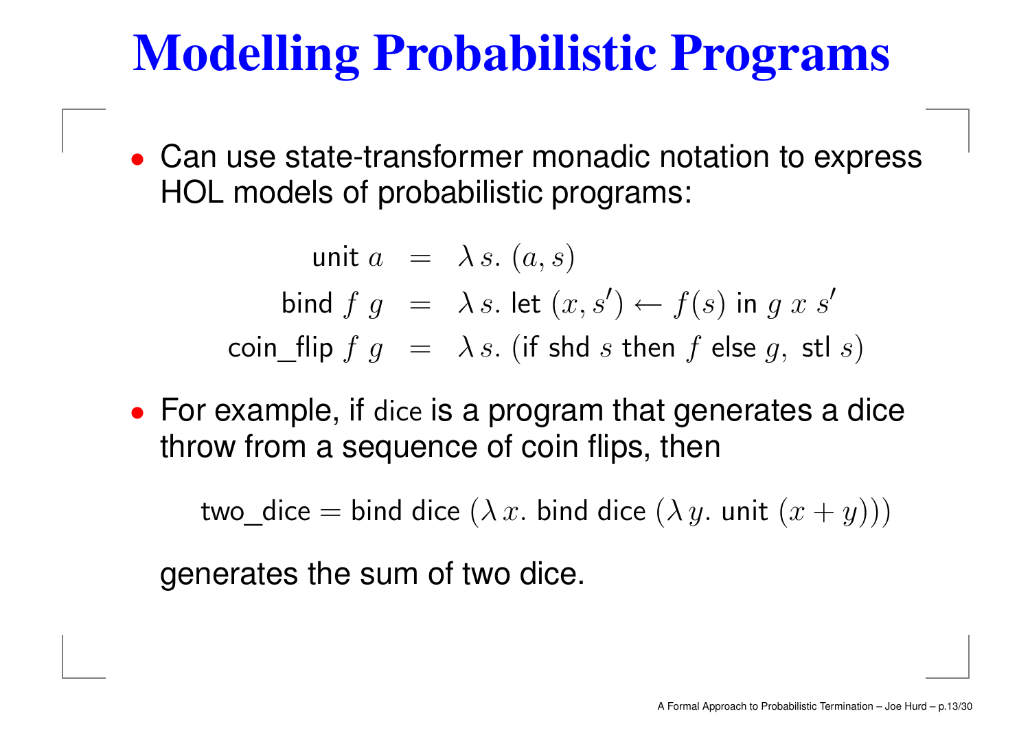# Modelling Probabilistic Programs

- Can use state-transformer monadic notation to express HOL models of probabilistic programs:

$$
\begin{aligned}
\mathsf{unit}\ a &= \lambda\, s.\ (a, s) \\
\mathsf{bind}\ f\ g &= \lambda\, s.\ \mathsf{let}\ (x, s') \leftarrow f(s)\ \mathsf{in}\ g\ x\ s' \\
\mathsf{coin\_flip}\ f\ g &= \lambda\, s.\ (\mathsf{if\ shd}\ s\ \mathsf{then}\ f\ \mathsf{else}\ g,\ \mathsf{stl}\ s)
\end{aligned}
$$

- For example, if dice is a program that generates a dice throw from a sequence of coin flips, then

$$\mathsf{two\_dice} = \mathsf{bind\ dice}\ (\lambda\, x.\ \mathsf{bind\ dice}\ (\lambda\, y.\ \mathsf{unit}\ (x + y)))$$

  generates the sum of two dice.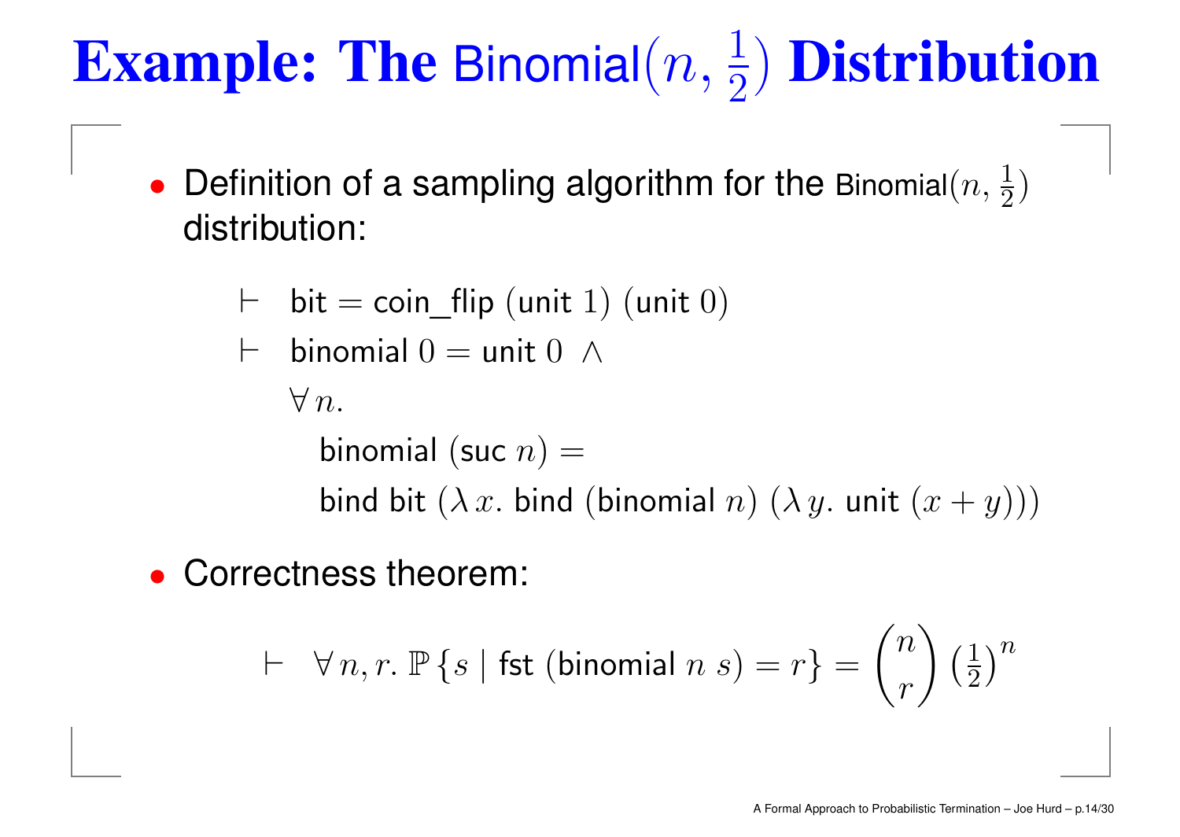# Example: The Binomial$(n, \frac{1}{2})$ Distribution

- Definition of a sampling algorithm for the Binomial$(n, \frac{1}{2})$ distribution:

$$\vdash \quad \mathsf{bit} = \mathsf{coin\_flip}\ (\mathsf{unit}\ 1)\ (\mathsf{unit}\ 0)$$

$$\begin{aligned} \vdash \quad & \mathsf{binomial}\ 0 = \mathsf{unit}\ 0\ \wedge \\ & \forall\, n. \\ & \quad \mathsf{binomial}\ (\mathsf{suc}\ n) = \\ & \quad \mathsf{bind}\ \mathsf{bit}\ (\lambda\, x.\ \mathsf{bind}\ (\mathsf{binomial}\ n)\ (\lambda\, y.\ \mathsf{unit}\ (x + y))) \end{aligned}$$

- Correctness theorem:

$$\vdash \quad \forall\, n, r.\ \mathbb{P}\,\{s \mid \mathsf{fst}\ (\mathsf{binomial}\ n\ s) = r\} = \binom{n}{r} \left(\tfrac{1}{2}\right)^n$$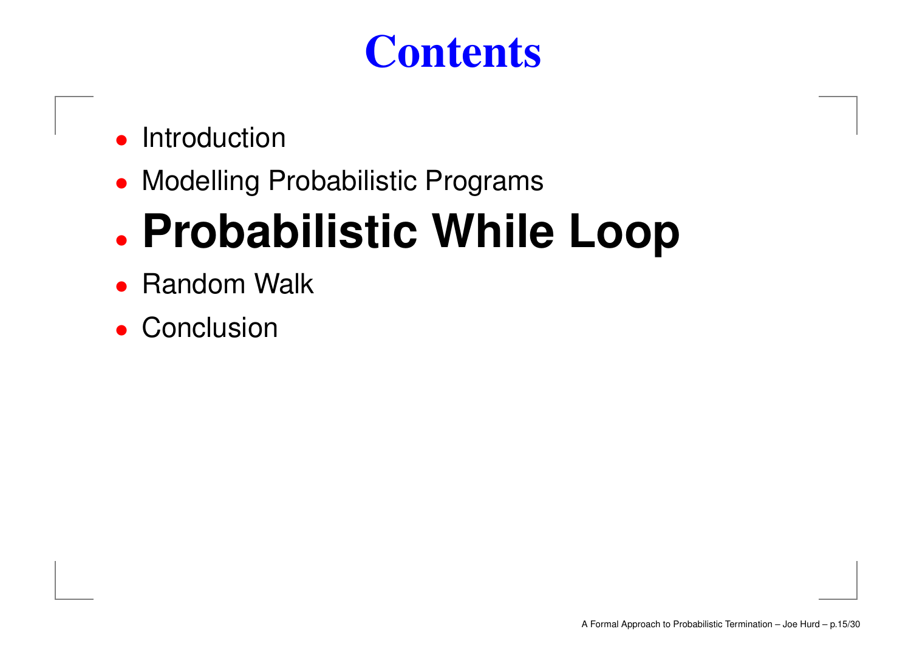# Contents

- Introduction
- Modelling Probabilistic Programs
- **Probabilistic While Loop**
- Random Walk
- Conclusion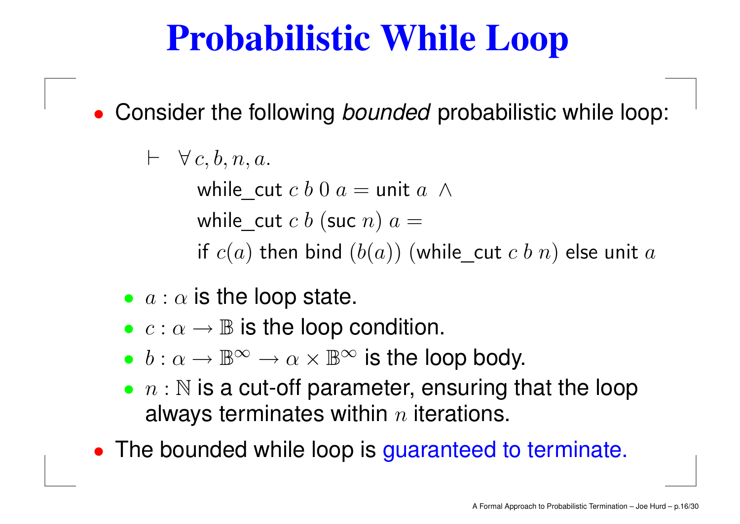# Probabilistic While Loop

- Consider the following *bounded* probabilistic while loop:

$$
\begin{aligned}
\vdash \ \ & \forall\, c, b, n, a. \\
& \quad \mathsf{while\_cut}\ c\ b\ 0\ a = \mathsf{unit}\ a\ \wedge \\
& \quad \mathsf{while\_cut}\ c\ b\ (\mathsf{suc}\ n)\ a = \\
& \quad \mathsf{if}\ c(a)\ \mathsf{then\ bind}\ (b(a))\ (\mathsf{while\_cut}\ c\ b\ n)\ \mathsf{else\ unit}\ a
\end{aligned}
$$

  - $a : \alpha$ is the loop state.
  - $c : \alpha \to \mathbb{B}$ is the loop condition.
  - $b : \alpha \to \mathbb{B}^\infty \to \alpha \times \mathbb{B}^\infty$ is the loop body.
  - $n : \mathbb{N}$ is a cut-off parameter, ensuring that the loop always terminates within $n$ iterations.

- The bounded while loop is guaranteed to terminate.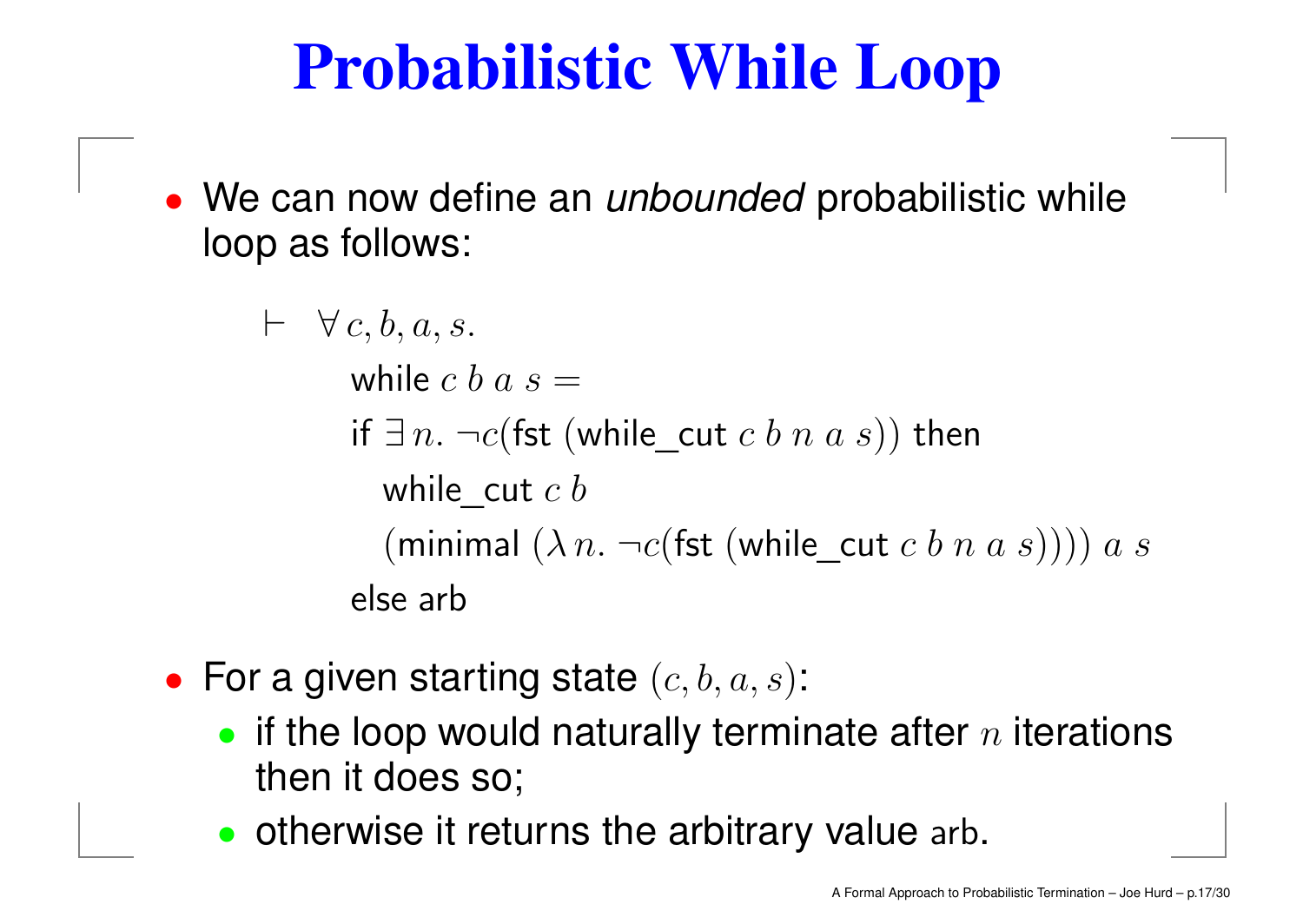# Probabilistic While Loop

- We can now define an *unbounded* probabilistic while loop as follows:

$$
\begin{array}{l}
\vdash \ \forall\, c, b, a, s. \\
\quad \mathsf{while}\ c\ b\ a\ s = \\
\quad \mathsf{if}\ \exists\, n.\ \neg c(\mathsf{fst}\ (\mathsf{while\_cut}\ c\ b\ n\ a\ s))\ \mathsf{then} \\
\quad\quad \mathsf{while\_cut}\ c\ b \\
\quad\quad (\mathsf{minimal}\ (\lambda\, n.\ \neg c(\mathsf{fst}\ (\mathsf{while\_cut}\ c\ b\ n\ a\ s))))\ a\ s \\
\quad \mathsf{else\ arb}
\end{array}
$$

- For a given starting state $(c, b, a, s)$:
  - if the loop would naturally terminate after $n$ iterations then it does so;
  - otherwise it returns the arbitrary value arb.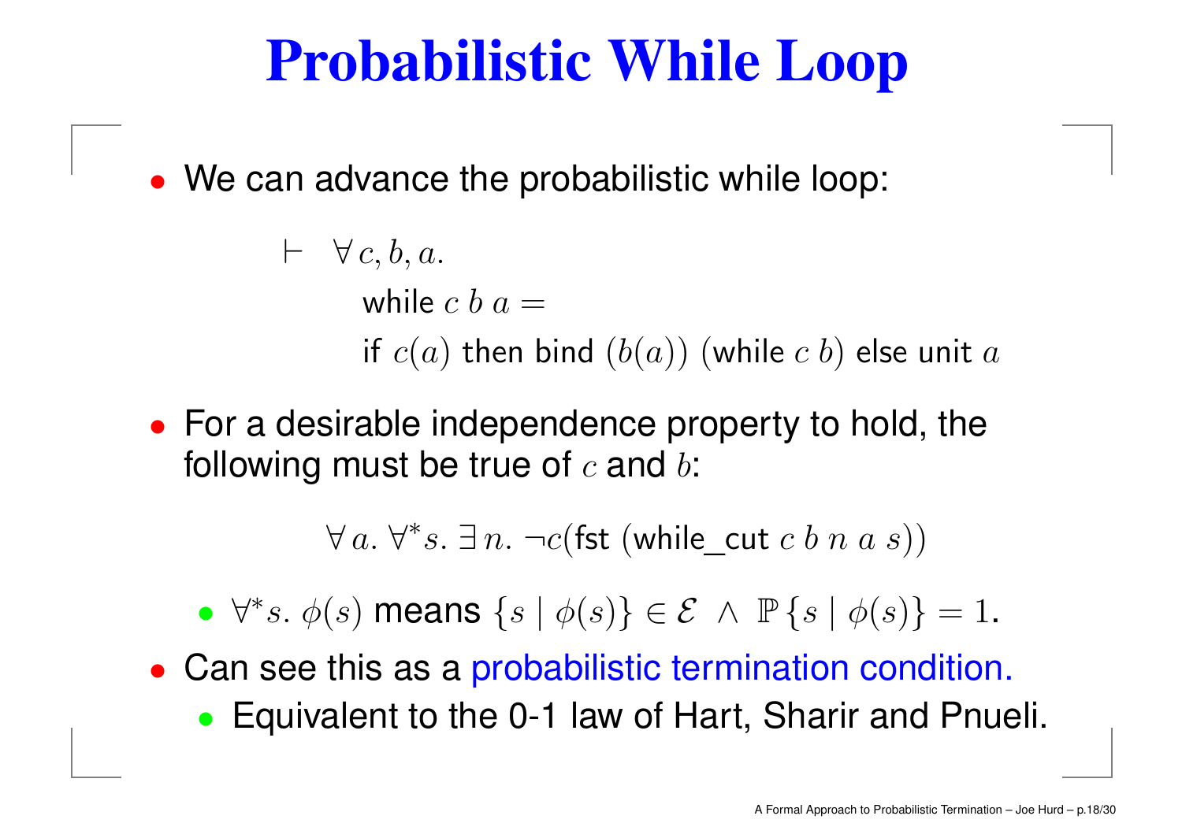# Probabilistic While Loop

- We can advance the probabilistic while loop:

$$\vdash \ \forall\, c, b, a.\ \ \mathsf{while}\ c\ b\ a = \mathsf{if}\ c(a)\ \mathsf{then\ bind}\ (b(a))\ (\mathsf{while}\ c\ b)\ \mathsf{else\ unit}\ a$$

- For a desirable independence property to hold, the following must be true of $c$ and $b$:

$$\forall\, a.\ \forall^* s.\ \exists\, n.\ \neg c(\mathsf{fst}\ (\mathsf{while\_cut}\ c\ b\ n\ a\ s))$$

  - $\forall^* s.\ \phi(s)$ means $\{s \mid \phi(s)\} \in \mathcal{E}\ \wedge\ \mathbb{P}\{s \mid \phi(s)\} = 1$.

- Can see this as a probabilistic termination condition.
  - Equivalent to the 0-1 law of Hart, Sharir and Pnueli.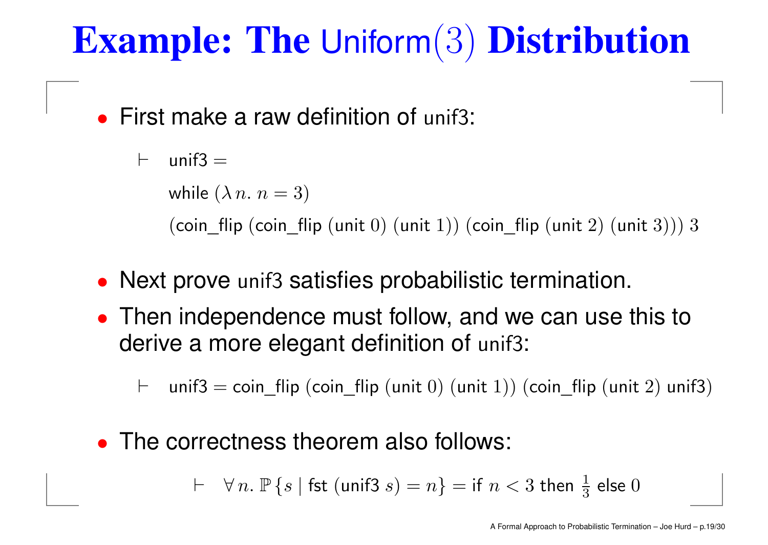# Example: The $\mathsf{Uniform}(3)$ Distribution

- First make a raw definition of unif3:

$$\begin{array}{l} \vdash \quad \mathsf{unif3} = \\ \quad\quad \mathsf{while}\ (\lambda\, n.\ n = 3) \\ \quad\quad (\mathsf{coin\_flip}\ (\mathsf{coin\_flip}\ (\mathsf{unit}\ 0)\ (\mathsf{unit}\ 1))\ (\mathsf{coin\_flip}\ (\mathsf{unit}\ 2)\ (\mathsf{unit}\ 3)))\ 3 \end{array}$$

- Next prove unif3 satisfies probabilistic termination.
- Then independence must follow, and we can use this to derive a more elegant definition of unif3:

$$\vdash \quad \mathsf{unif3} = \mathsf{coin\_flip}\ (\mathsf{coin\_flip}\ (\mathsf{unit}\ 0)\ (\mathsf{unit}\ 1))\ (\mathsf{coin\_flip}\ (\mathsf{unit}\ 2)\ \mathsf{unif3})$$

- The correctness theorem also follows:

$$\vdash \quad \forall\, n.\ \mathbb{P}\{s \mid \mathsf{fst}\ (\mathsf{unif3}\ s) = n\} = \mathsf{if}\ n < 3\ \mathsf{then}\ \tfrac{1}{3}\ \mathsf{else}\ 0$$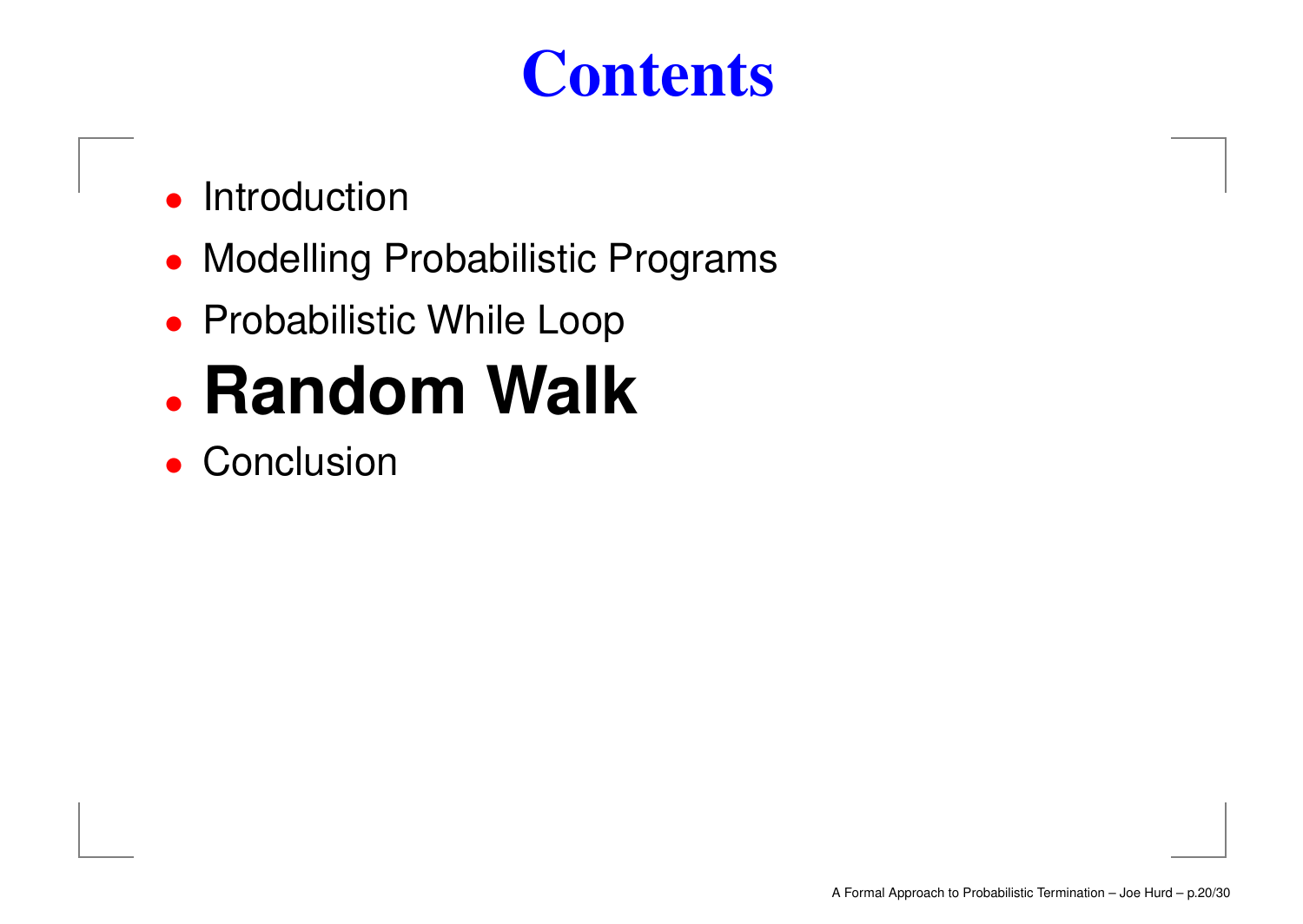# Contents

- Introduction
- Modelling Probabilistic Programs
- Probabilistic While Loop
- **Random Walk**
- Conclusion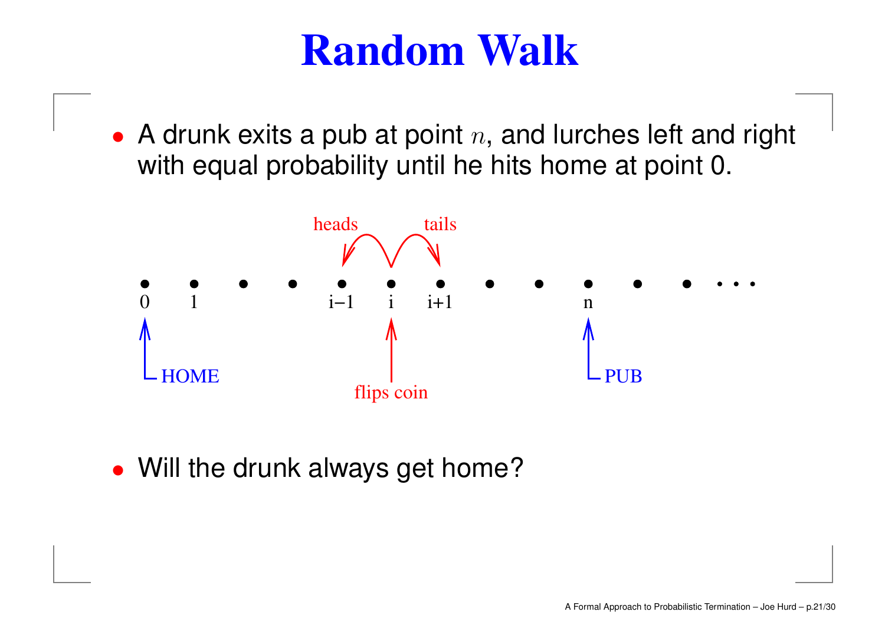# Random Walk

- A drunk exits a pub at point $n$, and lurches left and right with equal probability until he hits home at point 0.

- Will the drunk always get home?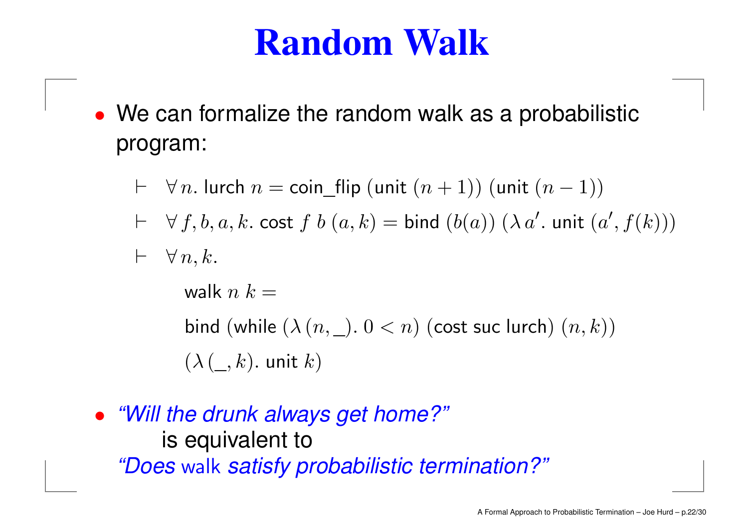# Random Walk

- We can formalize the random walk as a probabilistic program:

$$\vdash \quad \forall\, n.\ \mathsf{lurch}\ n = \mathsf{coin\_flip}\ (\mathsf{unit}\ (n+1))\ (\mathsf{unit}\ (n-1))$$

$$\vdash \quad \forall\, f, b, a, k.\ \mathsf{cost}\ f\ b\ (a, k) = \mathsf{bind}\ (b(a))\ (\lambda\, a'.\ \mathsf{unit}\ (a', f(k)))$$

$$\vdash \quad \forall\, n, k.$$

$$\mathsf{walk}\ n\ k =$$

$$\mathsf{bind}\ (\mathsf{while}\ (\lambda\, (n, \_).\ 0 < n)\ (\mathsf{cost}\ \mathsf{suc}\ \mathsf{lurch})\ (n, k))$$

$$(\lambda\, (\_, k).\ \mathsf{unit}\ k)$$

- *"Will the drunk always get home?"*
  is equivalent to
  *"Does* walk *satisfy probabilistic termination?"*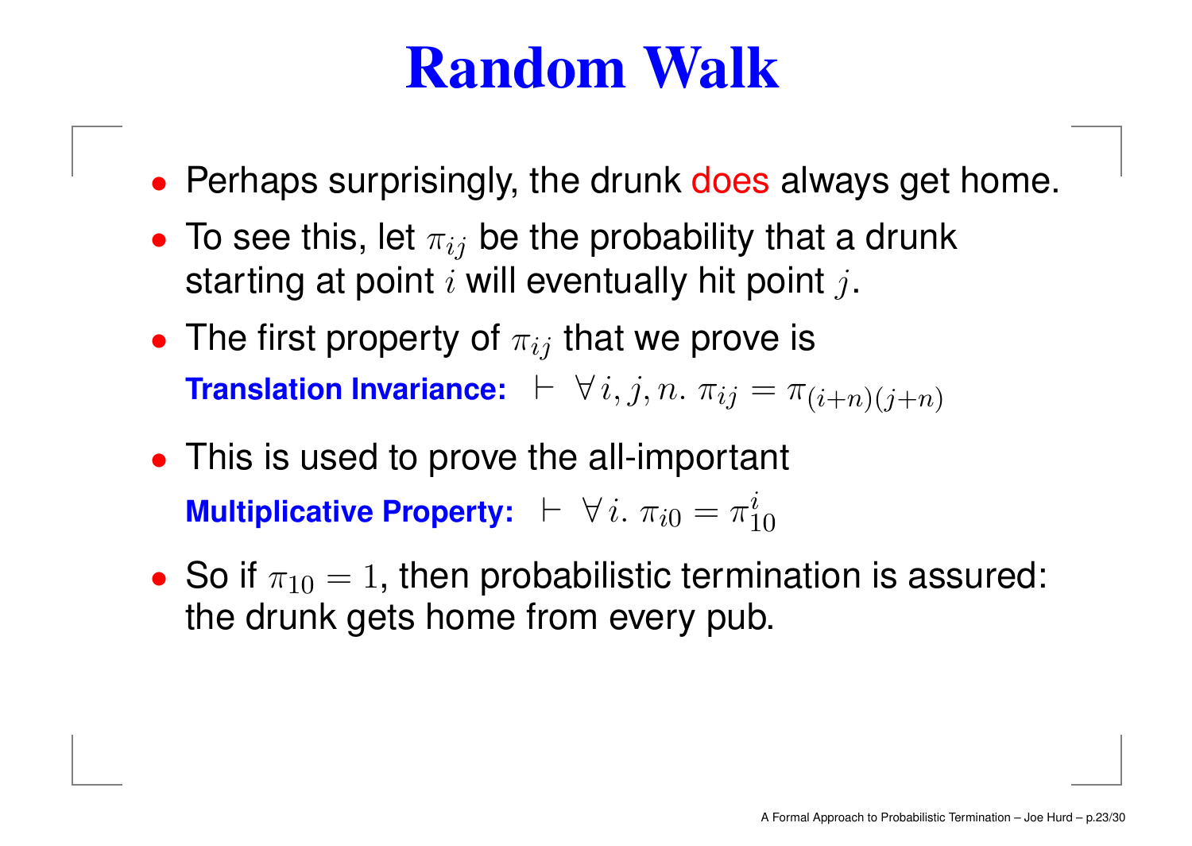# Random Walk

- Perhaps surprisingly, the drunk does always get home.
- To see this, let $\pi_{ij}$ be the probability that a drunk starting at point $i$ will eventually hit point $j$.
- The first property of $\pi_{ij}$ that we prove is

  **Translation Invariance:** $\vdash \ \forall\, i, j, n.\ \pi_{ij} = \pi_{(i+n)(j+n)}$

- This is used to prove the all-important

  **Multiplicative Property:** $\vdash \ \forall\, i.\ \pi_{i0} = \pi_{10}^{i}$

- So if $\pi_{10} = 1$, then probabilistic termination is assured: the drunk gets home from every pub.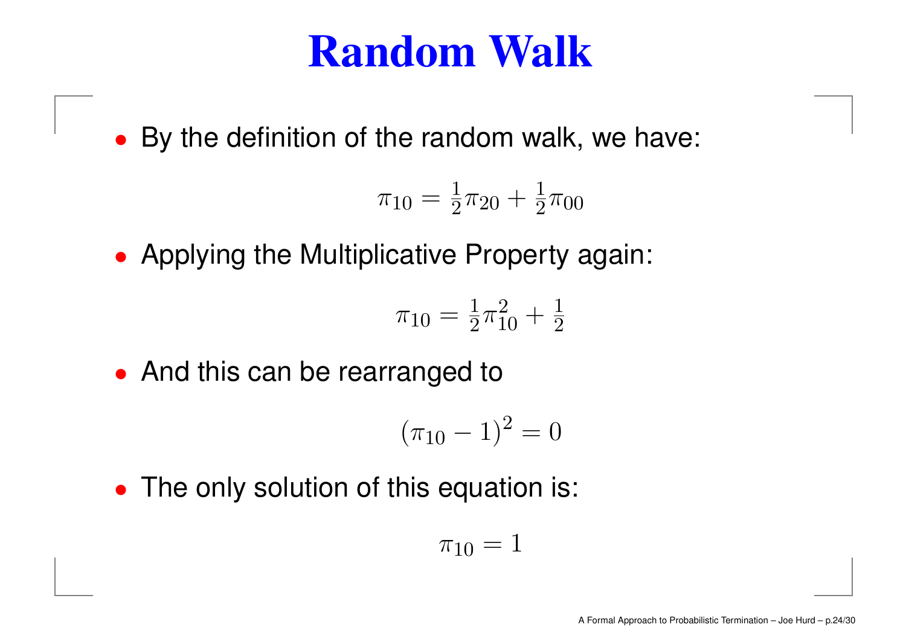# Random Walk

- By the definition of the random walk, we have:

$$\pi_{10} = \tfrac{1}{2}\pi_{20} + \tfrac{1}{2}\pi_{00}$$

- Applying the Multiplicative Property again:

$$\pi_{10} = \tfrac{1}{2}\pi_{10}^2 + \tfrac{1}{2}$$

- And this can be rearranged to

$$(\pi_{10} - 1)^2 = 0$$

- The only solution of this equation is:

$$\pi_{10} = 1$$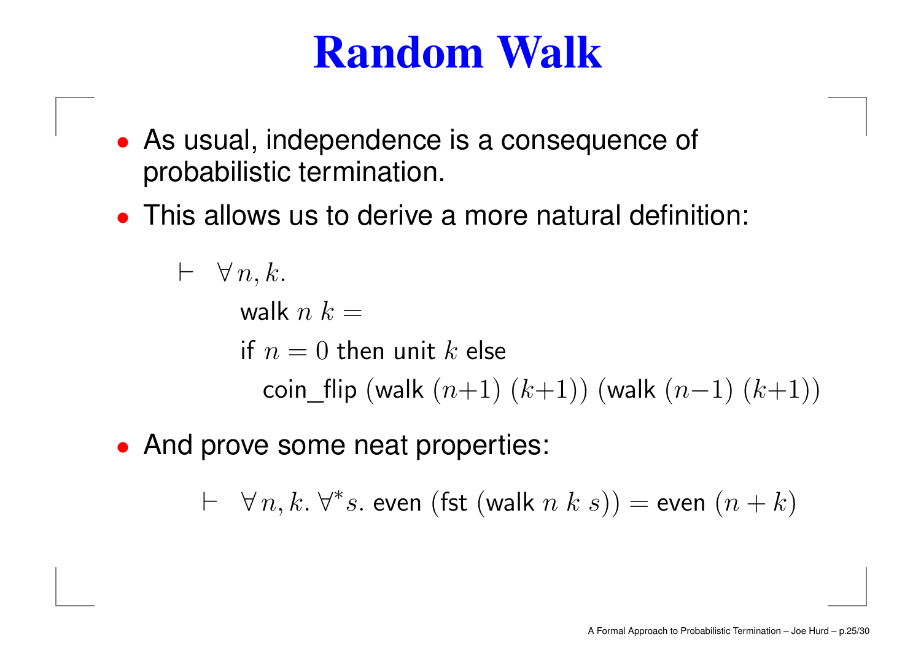# Random Walk

- As usual, independence is a consequence of probabilistic termination.
- This allows us to derive a more natural definition:

$$
\begin{array}{l}
\vdash \;\; \forall\, n, k. \\
\qquad \textsf{walk}\ n\ k = \\
\qquad \textsf{if}\ n = 0\ \textsf{then unit}\ k\ \textsf{else} \\
\qquad\quad \textsf{coin\_flip}\ (\textsf{walk}\ (n{+}1)\ (k{+}1))\ (\textsf{walk}\ (n{-}1)\ (k{+}1))
\end{array}
$$

- And prove some neat properties:

$$
\vdash \;\; \forall\, n, k.\ \forall^* s.\ \textsf{even}\ (\textsf{fst}\ (\textsf{walk}\ n\ k\ s)) = \textsf{even}\ (n + k)
$$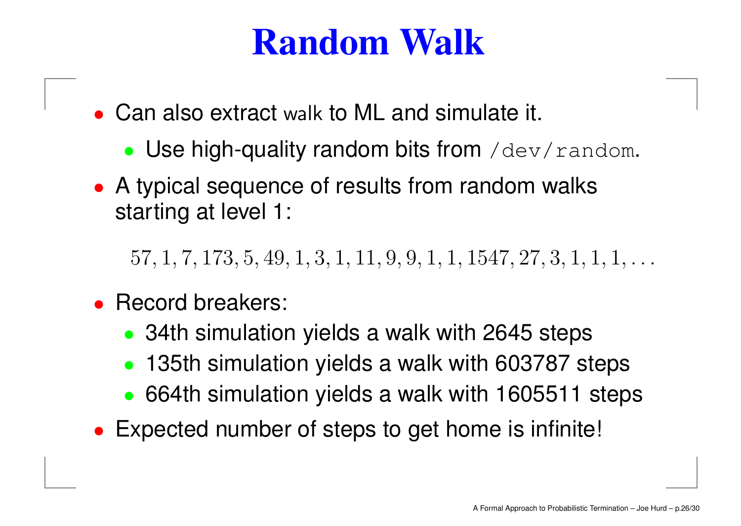# Random Walk

- Can also extract walk to ML and simulate it.
  - Use high-quality random bits from `/dev/random`.
- A typical sequence of results from random walks starting at level 1:

$$57, 1, 7, 173, 5, 49, 1, 3, 1, 11, 9, 9, 1, 1, 1547, 27, 3, 1, 1, 1, \ldots$$

- Record breakers:
  - 34th simulation yields a walk with 2645 steps
  - 135th simulation yields a walk with 603787 steps
  - 664th simulation yields a walk with 1605511 steps
- Expected number of steps to get home is infinite!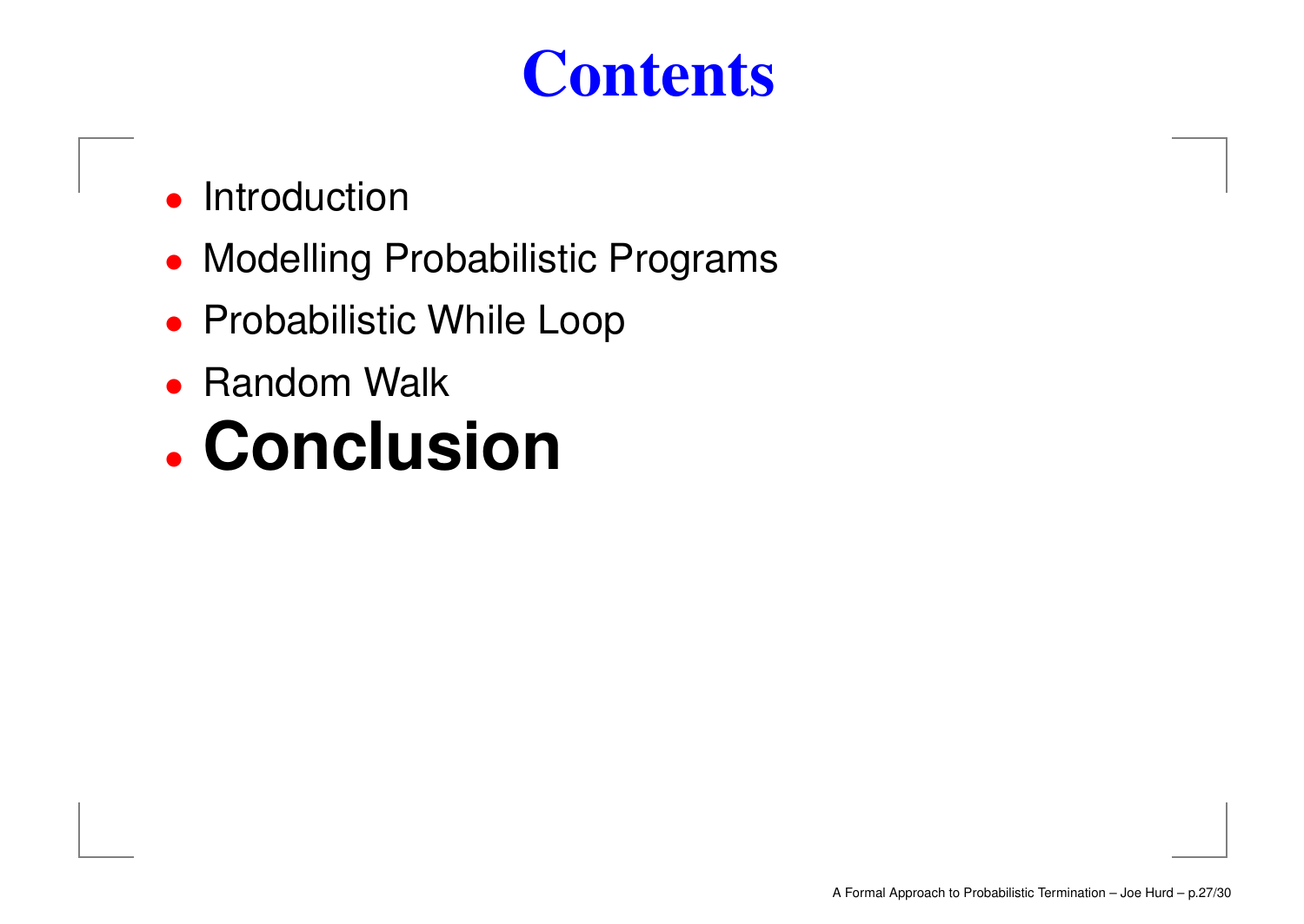# Contents

- Introduction
- Modelling Probabilistic Programs
- Probabilistic While Loop
- Random Walk
- **Conclusion**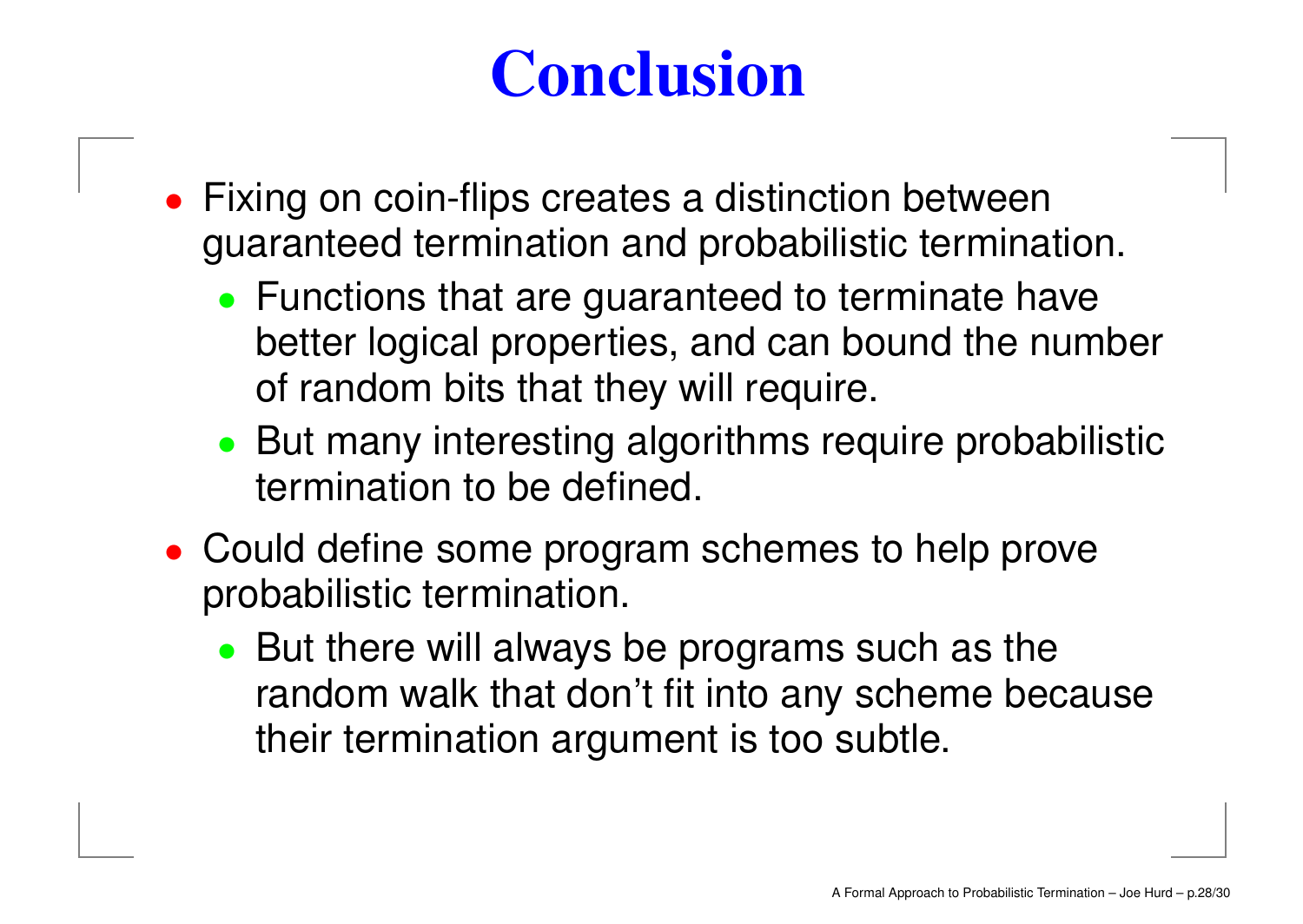# Conclusion

- Fixing on coin-flips creates a distinction between guaranteed termination and probabilistic termination.
  - Functions that are guaranteed to terminate have better logical properties, and can bound the number of random bits that they will require.
  - But many interesting algorithms require probabilistic termination to be defined.
- Could define some program schemes to help prove probabilistic termination.
  - But there will always be programs such as the random walk that don't fit into any scheme because their termination argument is too subtle.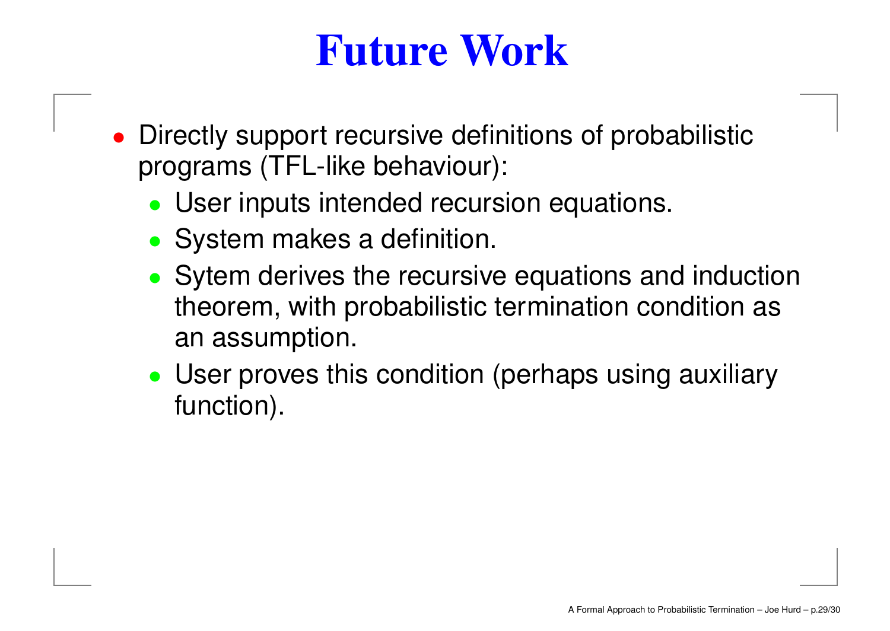# Future Work

- Directly support recursive definitions of probabilistic programs (TFL-like behaviour):
  - User inputs intended recursion equations.
  - System makes a definition.
  - Sytem derives the recursive equations and induction theorem, with probabilistic termination condition as an assumption.
  - User proves this condition (perhaps using auxiliary function).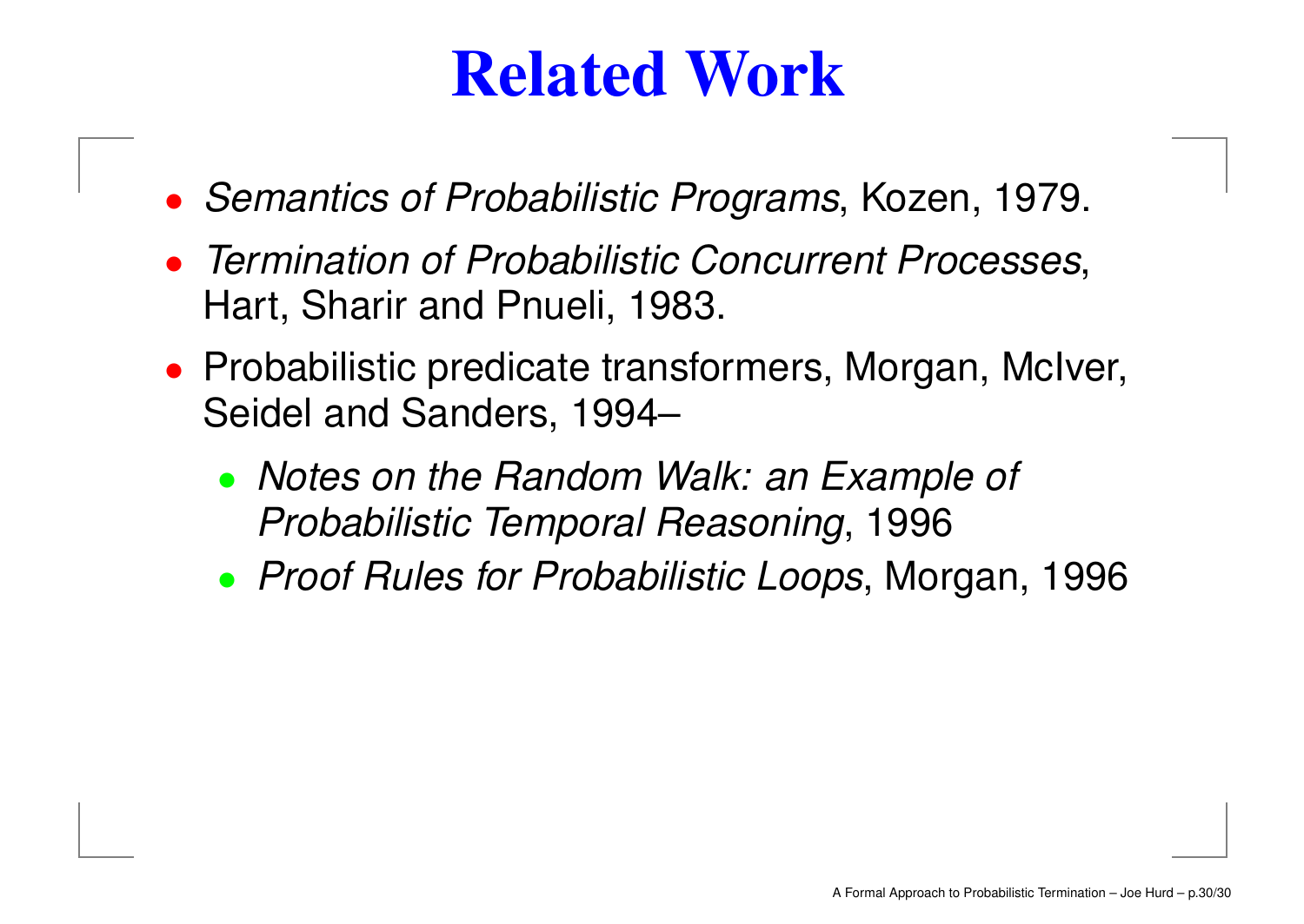# Related Work

- *Semantics of Probabilistic Programs*, Kozen, 1979.
- *Termination of Probabilistic Concurrent Processes*, Hart, Sharir and Pnueli, 1983.
- Probabilistic predicate transformers, Morgan, McIver, Seidel and Sanders, 1994–
  - *Notes on the Random Walk: an Example of Probabilistic Temporal Reasoning*, 1996
  - *Proof Rules for Probabilistic Loops*, Morgan, 1996